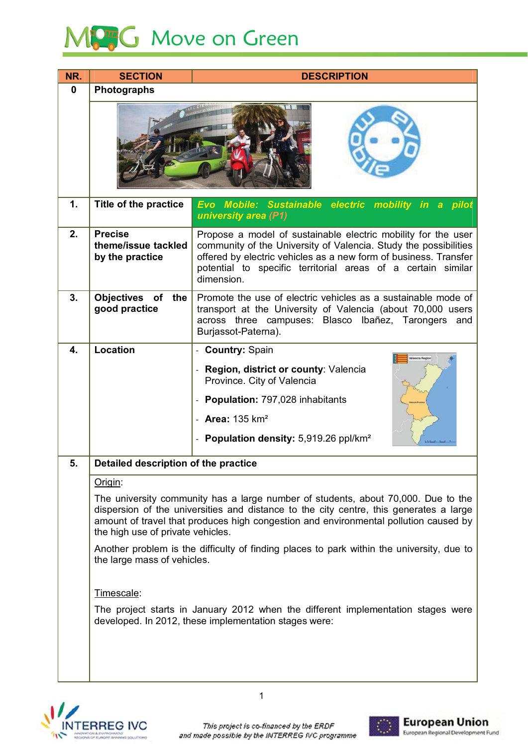# Move on Green

| NR. | SECTION | DESCRIPTION |
|---|---|---|
| 0 | Photographs | |
| 1. | Title of the practice | ***Evo Mobile: Sustainable electric mobility in a pilot university area (P1)*** |
| 2. | Precise theme/issue tackled by the practice | Propose a model of sustainable electric mobility for the user community of the University of Valencia. Study the possibilities offered by electric vehicles as a new form of business. Transfer potential to specific territorial areas of a certain similar dimension. |
| 3. | Objectives of the good practice | Promote the use of electric vehicles as a sustainable mode of transport at the University of Valencia (about 70,000 users across three campuses: Blasco Ibañez, Tarongers and Burjassot-Paterna). |
| 4. | Location | - **Country:** Spain<br>- **Region, district or county**: Valencia Province. City of Valencia<br>- **Population:** 797,028 inhabitants<br>- **Area:** 135 km²<br>- **Population density:** 5,919.26 ppl/km² |
| 5. | Detailed description of the practice | |

Origin:

The university community has a large number of students, about 70,000. Due to the dispersion of the universities and distance to the city centre, this generates a large amount of travel that produces high congestion and environmental pollution caused by the high use of private vehicles.

Another problem is the difficulty of finding places to park within the university, due to the large mass of vehicles.

Timescale:

The project starts in January 2012 when the different implementation stages were developed. In 2012, these implementation stages were:

This project is co-financed by the ERDF and made possible by the INTERREG IVC programme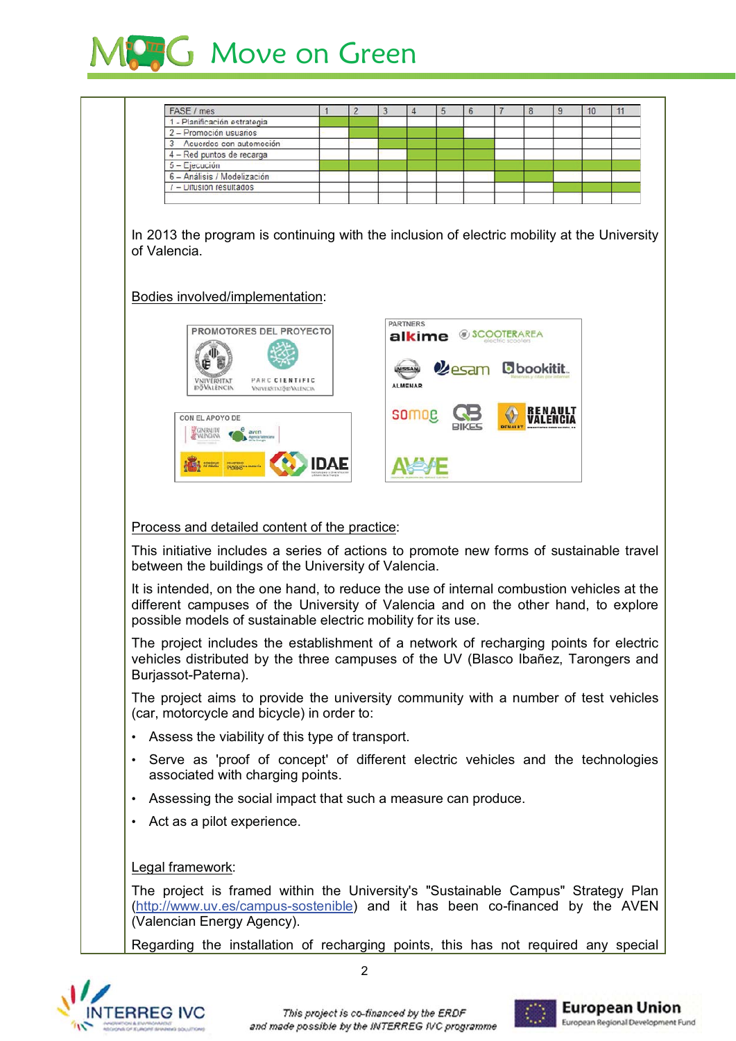| FASE / mes | 1 | 2 | 3 | 4 | 5 | 6 | 7 | 8 | 9 | 10 | 11 |
|---|---|---|---|---|---|---|---|---|---|---|---|
| 1 - Planificación estrategia | X | X | | | | | | | | | |
| 2 – Promoción usuarios | | X | X | X | X | | | | | | |
| 3 – Acuerdos con automoción | | | X | X | X | X | | | | | |
| 4 – Red puntos de recarga | | | | X | X | X | | | | | |
| 5 – Ejecución | X | X | X | X | X | X | X | X | X | X | X |
| 6 – Análisis / Modelización | | | | | | | X | X | | | |
| 7 – Difusión resultados | | | | | | | | | X | X | X |

In 2013 the program is continuing with the inclusion of electric mobility at the University of Valencia.

Bodies involved/implementation:

PROMOTORES DEL PROYECTO: Universitat de València; Parc Científic Universitat de València

CON EL APOYO DE: Generalitat Valenciana; aven Agència Valenciana de l'Energia; Gobierno de España – Ministerio de Industria, Energía y Turismo; IDAE

PARTNERS: alkime; SCOOTERAREA; Nissan Almenar; esam; bookitit; somoe; QB Bikes; Renault Valencia; AVVE

Process and detailed content of the practice:

This initiative includes a series of actions to promote new forms of sustainable travel between the buildings of the University of Valencia.

It is intended, on the one hand, to reduce the use of internal combustion vehicles at the different campuses of the University of Valencia and on the other hand, to explore possible models of sustainable electric mobility for its use.

The project includes the establishment of a network of recharging points for electric vehicles distributed by the three campuses of the UV (Blasco Ibañez, Tarongers and Burjassot-Paterna).

The project aims to provide the university community with a number of test vehicles (car, motorcycle and bicycle) in order to:

- Assess the viability of this type of transport.
- Serve as 'proof of concept' of different electric vehicles and the technologies associated with charging points.
- Assessing the social impact that such a measure can produce.
- Act as a pilot experience.

Legal framework:

The project is framed within the University's "Sustainable Campus" Strategy Plan (http://www.uv.es/campus-sostenible) and it has been co-financed by the AVEN (Valencian Energy Agency).

Regarding the installation of recharging points, this has not required any special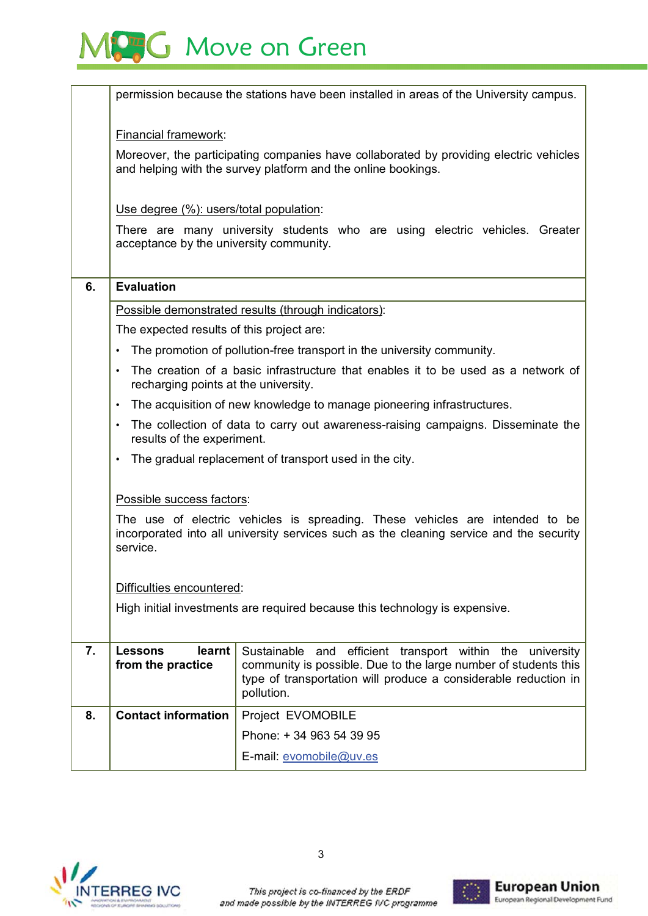| | | |
|---|---|---|
| | permission because the stations have been installed in areas of the University campus.<br><br>Financial framework:<br><br>Moreover, the participating companies have collaborated by providing electric vehicles and helping with the survey platform and the online bookings.<br><br>Use degree (%): users/total population:<br><br>There are many university students who are using electric vehicles. Greater acceptance by the university community. | |
| **6.** | **Evaluation** | |
| | Possible demonstrated results (through indicators):<br><br>The expected results of this project are:<br><br>• The promotion of pollution-free transport in the university community.<br>• The creation of a basic infrastructure that enables it to be used as a network of recharging points at the university.<br>• The acquisition of new knowledge to manage pioneering infrastructures.<br>• The collection of data to carry out awareness-raising campaigns. Disseminate the results of the experiment.<br>• The gradual replacement of transport used in the city.<br><br>Possible success factors:<br><br>The use of electric vehicles is spreading. These vehicles are intended to be incorporated into all university services such as the cleaning service and the security service.<br><br>Difficulties encountered:<br><br>High initial investments are required because this technology is expensive. | |
| **7.** | **Lessons learnt from the practice** | Sustainable and efficient transport within the university community is possible. Due to the large number of students this type of transportation will produce a considerable reduction in pollution. |
| **8.** | **Contact information** | Project EVOMOBILE<br><br>Phone: + 34 963 54 39 95<br><br>E-mail: evomobile@uv.es |

This project is co-financed by the ERDF and made possible by the INTERREG IVC programme